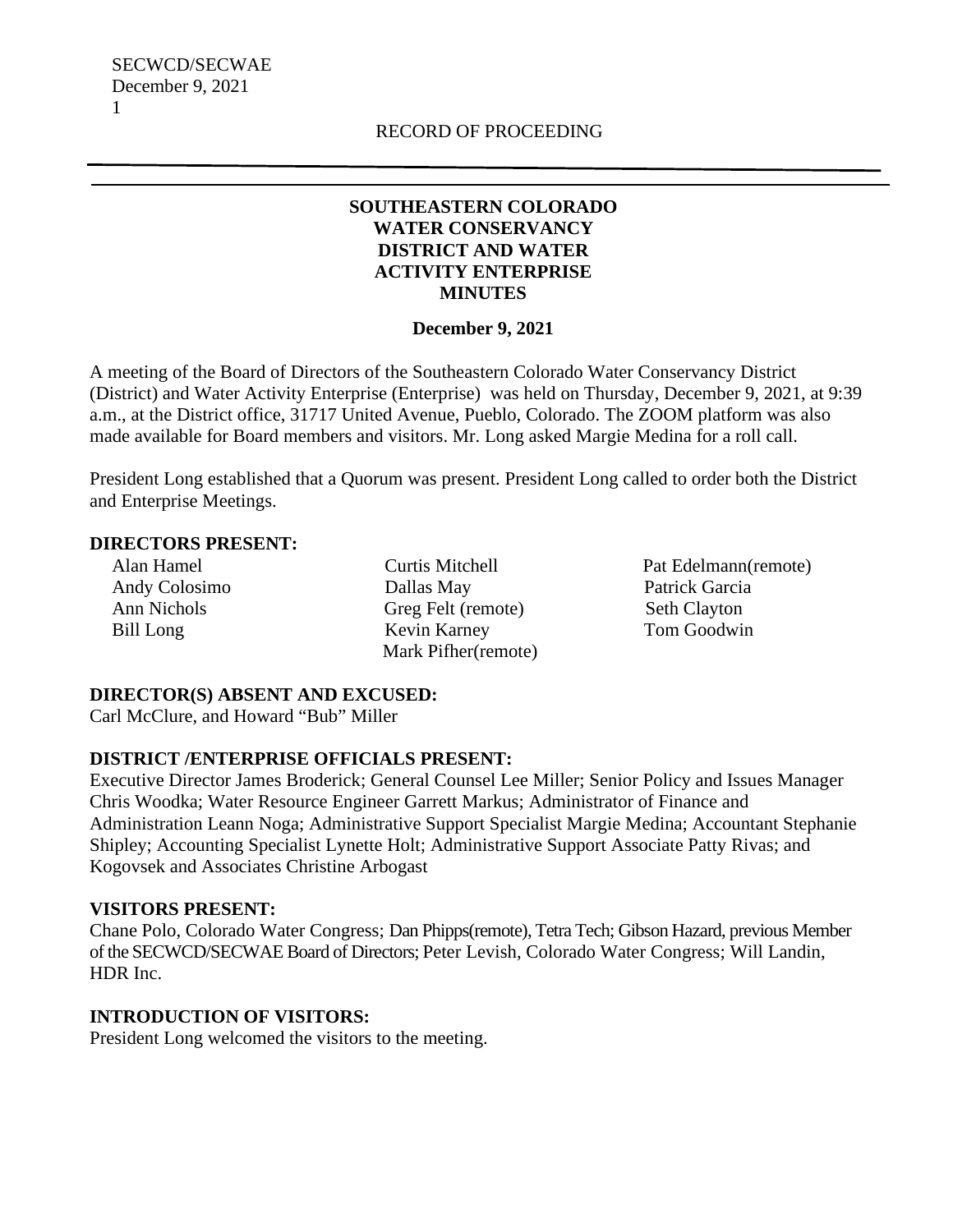RECORD OF PROCEEDING

# SOUTHEASTERN COLORADO WATER CONSERVANCY DISTRICT AND WATER ACTIVITY ENTERPRISE MINUTES

**December 9, 2021**

A meeting of the Board of Directors of the Southeastern Colorado Water Conservancy District (District) and Water Activity Enterprise (Enterprise) was held on Thursday, December 9, 2021, at 9:39 a.m., at the District office, 31717 United Avenue, Pueblo, Colorado. The ZOOM platform was also made available for Board members and visitors. Mr. Long asked Margie Medina for a roll call.

President Long established that a Quorum was present. President Long called to order both the District and Enterprise Meetings.

## DIRECTORS PRESENT:

| | | |
|---|---|---|
| Alan Hamel | Curtis Mitchell | Pat Edelmann(remote) |
| Andy Colosimo | Dallas May | Patrick Garcia |
| Ann Nichols | Greg Felt (remote) | Seth Clayton |
| Bill Long | Kevin Karney | Tom Goodwin |
| | Mark Pifher(remote) | |

## DIRECTOR(S) ABSENT AND EXCUSED:

Carl McClure, and Howard "Bub" Miller

## DISTRICT /ENTERPRISE OFFICIALS PRESENT:

Executive Director James Broderick; General Counsel Lee Miller; Senior Policy and Issues Manager Chris Woodka; Water Resource Engineer Garrett Markus; Administrator of Finance and Administration Leann Noga; Administrative Support Specialist Margie Medina; Accountant Stephanie Shipley; Accounting Specialist Lynette Holt; Administrative Support Associate Patty Rivas; and Kogovsek and Associates Christine Arbogast

## VISITORS PRESENT:

Chane Polo, Colorado Water Congress; Dan Phipps(remote), Tetra Tech; Gibson Hazard, previous Member of the SECWCD/SECWAE Board of Directors; Peter Levish, Colorado Water Congress; Will Landin, HDR Inc.

## INTRODUCTION OF VISITORS:

President Long welcomed the visitors to the meeting.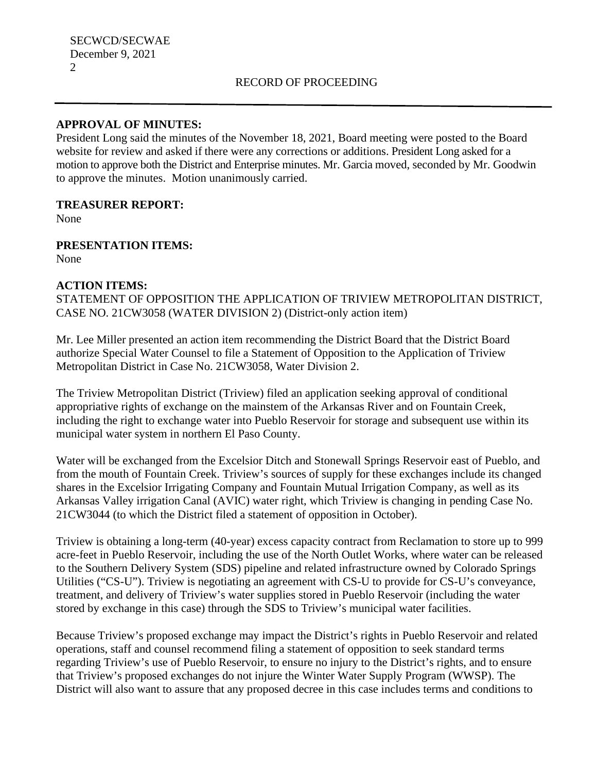**APPROVAL OF MINUTES:**
President Long said the minutes of the November 18, 2021, Board meeting were posted to the Board website for review and asked if there were any corrections or additions. President Long asked for a motion to approve both the District and Enterprise minutes. Mr. Garcia moved, seconded by Mr. Goodwin to approve the minutes. Motion unanimously carried.

**TREASURER REPORT:**
None

**PRESENTATION ITEMS:**
None

**ACTION ITEMS:**
STATEMENT OF OPPOSITION THE APPLICATION OF TRIVIEW METROPOLITAN DISTRICT, CASE NO. 21CW3058 (WATER DIVISION 2) (District-only action item)

Mr. Lee Miller presented an action item recommending the District Board that the District Board authorize Special Water Counsel to file a Statement of Opposition to the Application of Triview Metropolitan District in Case No. 21CW3058, Water Division 2.

The Triview Metropolitan District (Triview) filed an application seeking approval of conditional appropriative rights of exchange on the mainstem of the Arkansas River and on Fountain Creek, including the right to exchange water into Pueblo Reservoir for storage and subsequent use within its municipal water system in northern El Paso County.

Water will be exchanged from the Excelsior Ditch and Stonewall Springs Reservoir east of Pueblo, and from the mouth of Fountain Creek. Triview's sources of supply for these exchanges include its changed shares in the Excelsior Irrigating Company and Fountain Mutual Irrigation Company, as well as its Arkansas Valley irrigation Canal (AVIC) water right, which Triview is changing in pending Case No. 21CW3044 (to which the District filed a statement of opposition in October).

Triview is obtaining a long-term (40-year) excess capacity contract from Reclamation to store up to 999 acre-feet in Pueblo Reservoir, including the use of the North Outlet Works, where water can be released to the Southern Delivery System (SDS) pipeline and related infrastructure owned by Colorado Springs Utilities ("CS-U"). Triview is negotiating an agreement with CS-U to provide for CS-U's conveyance, treatment, and delivery of Triview's water supplies stored in Pueblo Reservoir (including the water stored by exchange in this case) through the SDS to Triview's municipal water facilities.

Because Triview's proposed exchange may impact the District's rights in Pueblo Reservoir and related operations, staff and counsel recommend filing a statement of opposition to seek standard terms regarding Triview's use of Pueblo Reservoir, to ensure no injury to the District's rights, and to ensure that Triview's proposed exchanges do not injure the Winter Water Supply Program (WWSP). The District will also want to assure that any proposed decree in this case includes terms and conditions to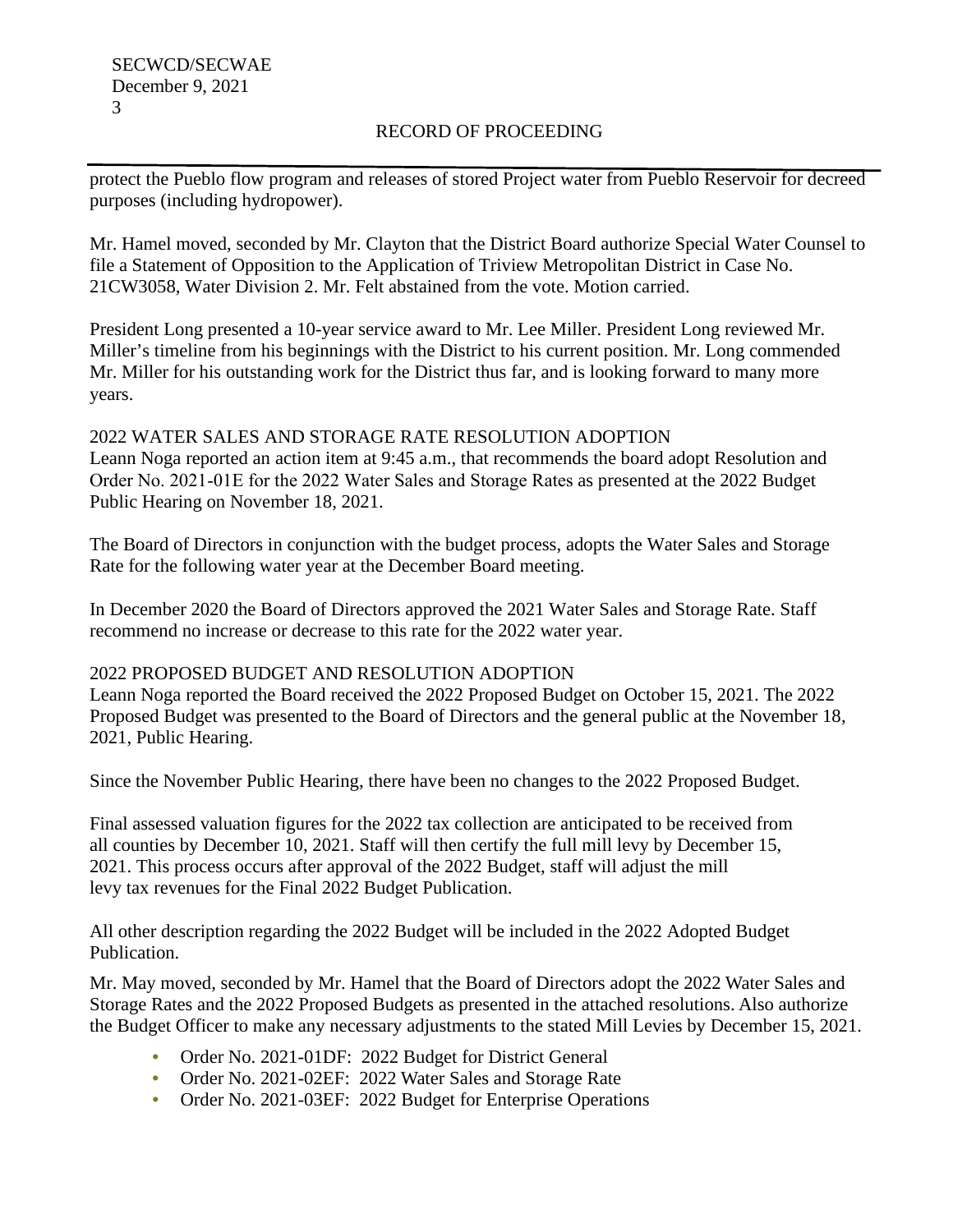RECORD OF PROCEEDING

protect the Pueblo flow program and releases of stored Project water from Pueblo Reservoir for decreed purposes (including hydropower).

Mr. Hamel moved, seconded by Mr. Clayton that the District Board authorize Special Water Counsel to file a Statement of Opposition to the Application of Triview Metropolitan District in Case No. 21CW3058, Water Division 2. Mr. Felt abstained from the vote. Motion carried.

President Long presented a 10-year service award to Mr. Lee Miller. President Long reviewed Mr. Miller's timeline from his beginnings with the District to his current position. Mr. Long commended Mr. Miller for his outstanding work for the District thus far, and is looking forward to many more years.

2022 WATER SALES AND STORAGE RATE RESOLUTION ADOPTION

Leann Noga reported an action item at 9:45 a.m., that recommends the board adopt Resolution and Order No. 2021-01E for the 2022 Water Sales and Storage Rates as presented at the 2022 Budget Public Hearing on November 18, 2021.

The Board of Directors in conjunction with the budget process, adopts the Water Sales and Storage Rate for the following water year at the December Board meeting.

In December 2020 the Board of Directors approved the 2021 Water Sales and Storage Rate. Staff recommend no increase or decrease to this rate for the 2022 water year.

2022 PROPOSED BUDGET AND RESOLUTION ADOPTION

Leann Noga reported the Board received the 2022 Proposed Budget on October 15, 2021. The 2022 Proposed Budget was presented to the Board of Directors and the general public at the November 18, 2021, Public Hearing.

Since the November Public Hearing, there have been no changes to the 2022 Proposed Budget.

Final assessed valuation figures for the 2022 tax collection are anticipated to be received from all counties by December 10, 2021. Staff will then certify the full mill levy by December 15, 2021. This process occurs after approval of the 2022 Budget, staff will adjust the mill levy tax revenues for the Final 2022 Budget Publication.

All other description regarding the 2022 Budget will be included in the 2022 Adopted Budget Publication.

Mr. May moved, seconded by Mr. Hamel that the Board of Directors adopt the 2022 Water Sales and Storage Rates and the 2022 Proposed Budgets as presented in the attached resolutions. Also authorize the Budget Officer to make any necessary adjustments to the stated Mill Levies by December 15, 2021.

- Order No. 2021-01DF: 2022 Budget for District General
- Order No. 2021-02EF: 2022 Water Sales and Storage Rate
- Order No. 2021-03EF: 2022 Budget for Enterprise Operations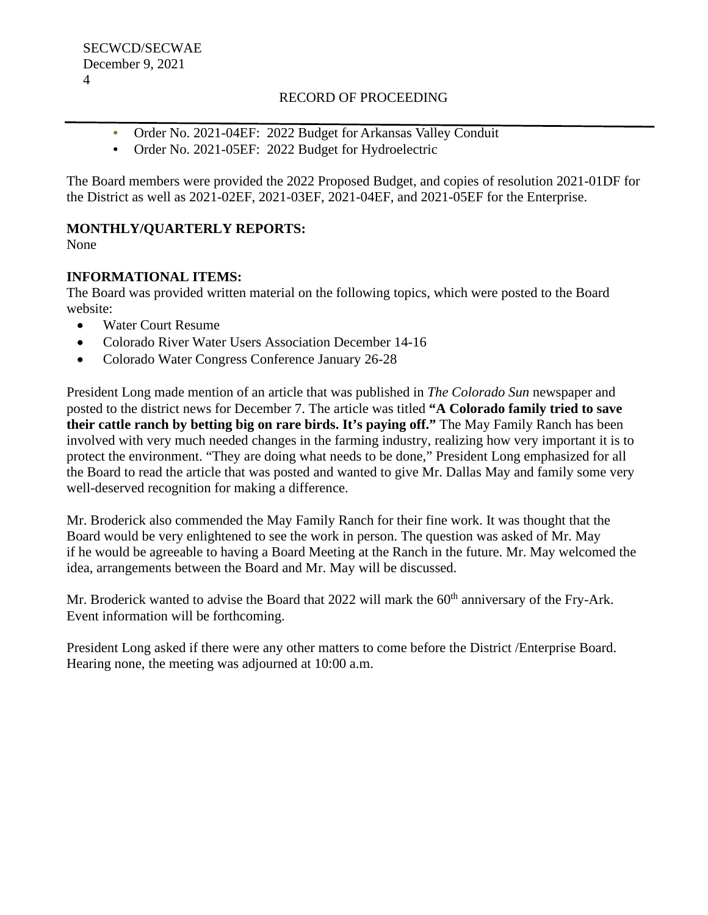- Order No. 2021-04EF: 2022 Budget for Arkansas Valley Conduit
- Order No. 2021-05EF: 2022 Budget for Hydroelectric

The Board members were provided the 2022 Proposed Budget, and copies of resolution 2021-01DF for the District as well as 2021-02EF, 2021-03EF, 2021-04EF, and 2021-05EF for the Enterprise.

**MONTHLY/QUARTERLY REPORTS:**
None

**INFORMATIONAL ITEMS:**
The Board was provided written material on the following topics, which were posted to the Board website:

- Water Court Resume
- Colorado River Water Users Association December 14-16
- Colorado Water Congress Conference January 26-28

President Long made mention of an article that was published in *The Colorado Sun* newspaper and posted to the district news for December 7. The article was titled **"A Colorado family tried to save their cattle ranch by betting big on rare birds. It's paying off."** The May Family Ranch has been involved with very much needed changes in the farming industry, realizing how very important it is to protect the environment. "They are doing what needs to be done," President Long emphasized for all the Board to read the article that was posted and wanted to give Mr. Dallas May and family some very well-deserved recognition for making a difference.

Mr. Broderick also commended the May Family Ranch for their fine work. It was thought that the Board would be very enlightened to see the work in person. The question was asked of Mr. May if he would be agreeable to having a Board Meeting at the Ranch in the future. Mr. May welcomed the idea, arrangements between the Board and Mr. May will be discussed.

Mr. Broderick wanted to advise the Board that 2022 will mark the 60th anniversary of the Fry-Ark. Event information will be forthcoming.

President Long asked if there were any other matters to come before the District /Enterprise Board. Hearing none, the meeting was adjourned at 10:00 a.m.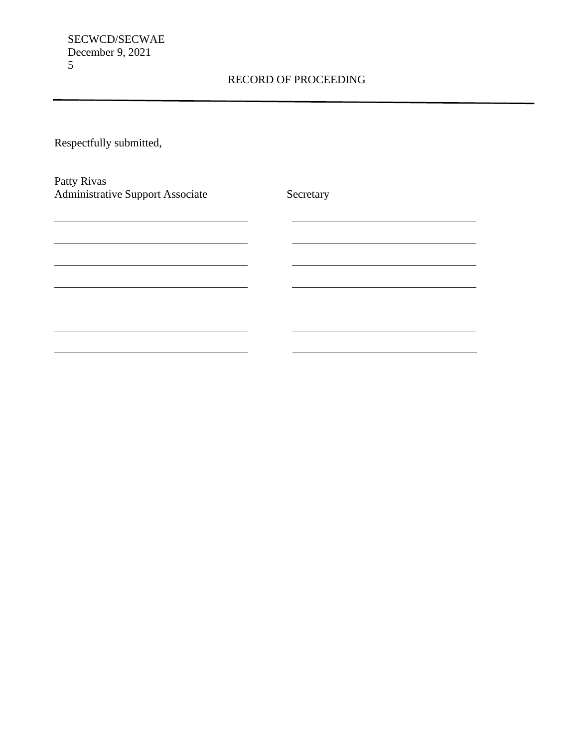RECORD OF PROCEEDING

Respectfully submitted,

Patty Rivas
Administrative Support Associate

Secretary